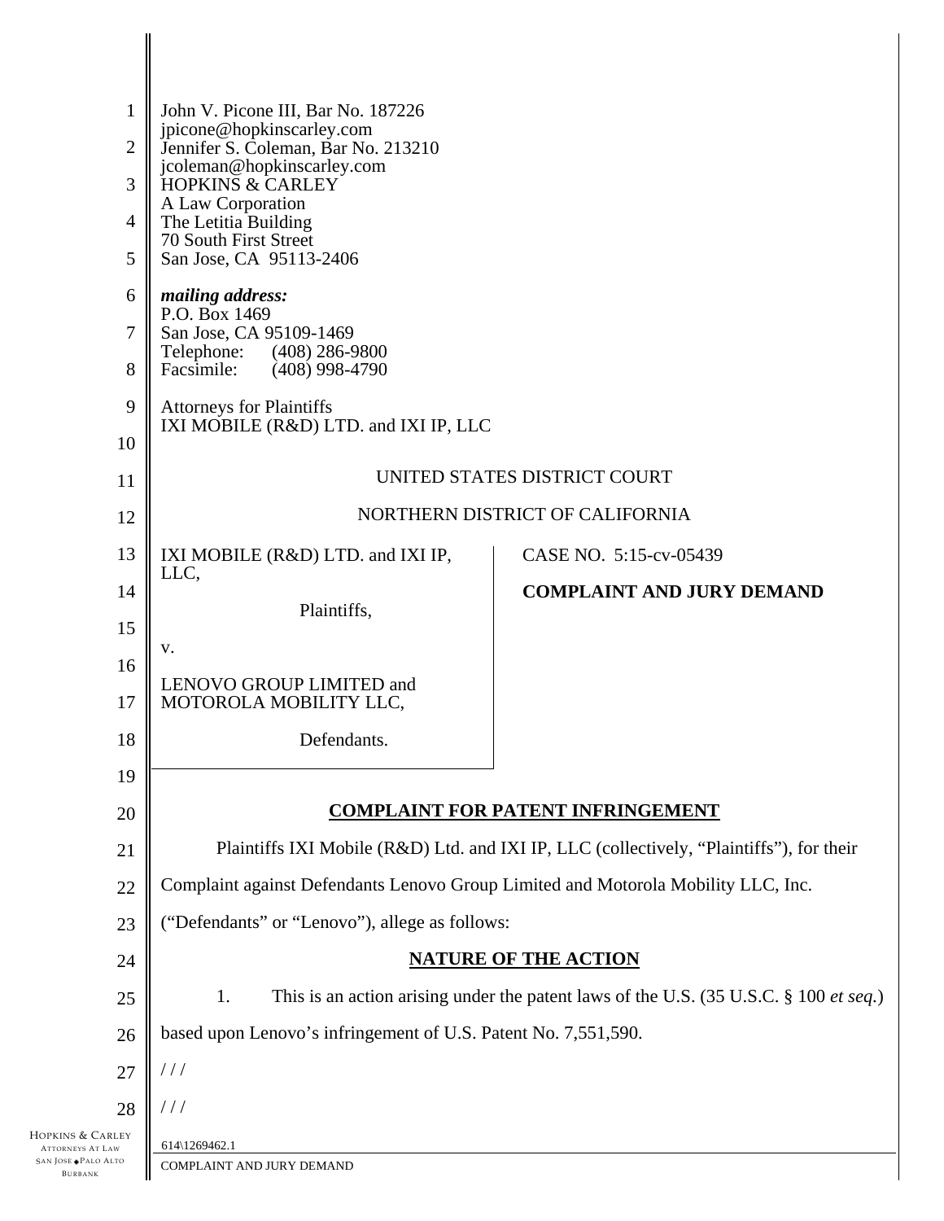John V. Picone III, Bar No. 187226
jpicone@hopkinscarley.com
Jennifer S. Coleman, Bar No. 213210
jcoleman@hopkinscarley.com
HOPKINS & CARLEY
A Law Corporation
The Letitia Building
70 South First Street
San Jose, CA 95113-2406

***mailing address:***
P.O. Box 1469
San Jose, CA 95109-1469
Telephone: (408) 286-9800
Facsimile: (408) 998-4790

Attorneys for Plaintiffs
IXI MOBILE (R&D) LTD. and IXI IP, LLC

UNITED STATES DISTRICT COURT

NORTHERN DISTRICT OF CALIFORNIA

| | |
|---|---|
| IXI MOBILE (R&D) LTD. and IXI IP, LLC,<br><br>Plaintiffs,<br><br>v.<br><br>LENOVO GROUP LIMITED and MOTOROLA MOBILITY LLC,<br><br>Defendants. | CASE NO. 5:15-cv-05439<br><br>**COMPLAINT AND JURY DEMAND** |

## COMPLAINT FOR PATENT INFRINGEMENT

Plaintiffs IXI Mobile (R&D) Ltd. and IXI IP, LLC (collectively, "Plaintiffs"), for their Complaint against Defendants Lenovo Group Limited and Motorola Mobility LLC, Inc. ("Defendants" or "Lenovo"), allege as follows:

## NATURE OF THE ACTION

1. This is an action arising under the patent laws of the U.S. (35 U.S.C. § 100 *et seq.*) based upon Lenovo's infringement of U.S. Patent No. 7,551,590.

/ / /

/ / /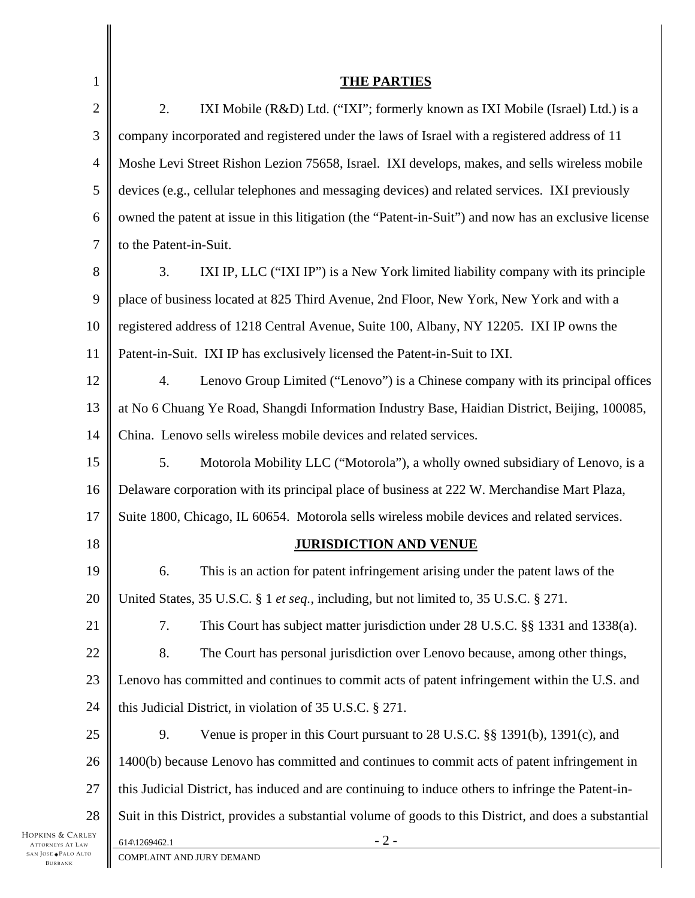## THE PARTIES

2. IXI Mobile (R&D) Ltd. ("IXI"; formerly known as IXI Mobile (Israel) Ltd.) is a company incorporated and registered under the laws of Israel with a registered address of 11 Moshe Levi Street Rishon Lezion 75658, Israel. IXI develops, makes, and sells wireless mobile devices (e.g., cellular telephones and messaging devices) and related services. IXI previously owned the patent at issue in this litigation (the "Patent-in-Suit") and now has an exclusive license to the Patent-in-Suit.

3. IXI IP, LLC ("IXI IP") is a New York limited liability company with its principle place of business located at 825 Third Avenue, 2nd Floor, New York, New York and with a registered address of 1218 Central Avenue, Suite 100, Albany, NY 12205. IXI IP owns the Patent-in-Suit. IXI IP has exclusively licensed the Patent-in-Suit to IXI.

4. Lenovo Group Limited ("Lenovo") is a Chinese company with its principal offices at No 6 Chuang Ye Road, Shangdi Information Industry Base, Haidian District, Beijing, 100085, China. Lenovo sells wireless mobile devices and related services.

5. Motorola Mobility LLC ("Motorola"), a wholly owned subsidiary of Lenovo, is a Delaware corporation with its principal place of business at 222 W. Merchandise Mart Plaza, Suite 1800, Chicago, IL 60654. Motorola sells wireless mobile devices and related services.

## JURISDICTION AND VENUE

6. This is an action for patent infringement arising under the patent laws of the United States, 35 U.S.C. § 1 *et seq.*, including, but not limited to, 35 U.S.C. § 271.

7. This Court has subject matter jurisdiction under 28 U.S.C. §§ 1331 and 1338(a).

8. The Court has personal jurisdiction over Lenovo because, among other things, Lenovo has committed and continues to commit acts of patent infringement within the U.S. and this Judicial District, in violation of 35 U.S.C. § 271.

9. Venue is proper in this Court pursuant to 28 U.S.C. §§ 1391(b), 1391(c), and 1400(b) because Lenovo has committed and continues to commit acts of patent infringement in this Judicial District, has induced and are continuing to induce others to infringe the Patent-in-Suit in this District, provides a substantial volume of goods to this District, and does a substantial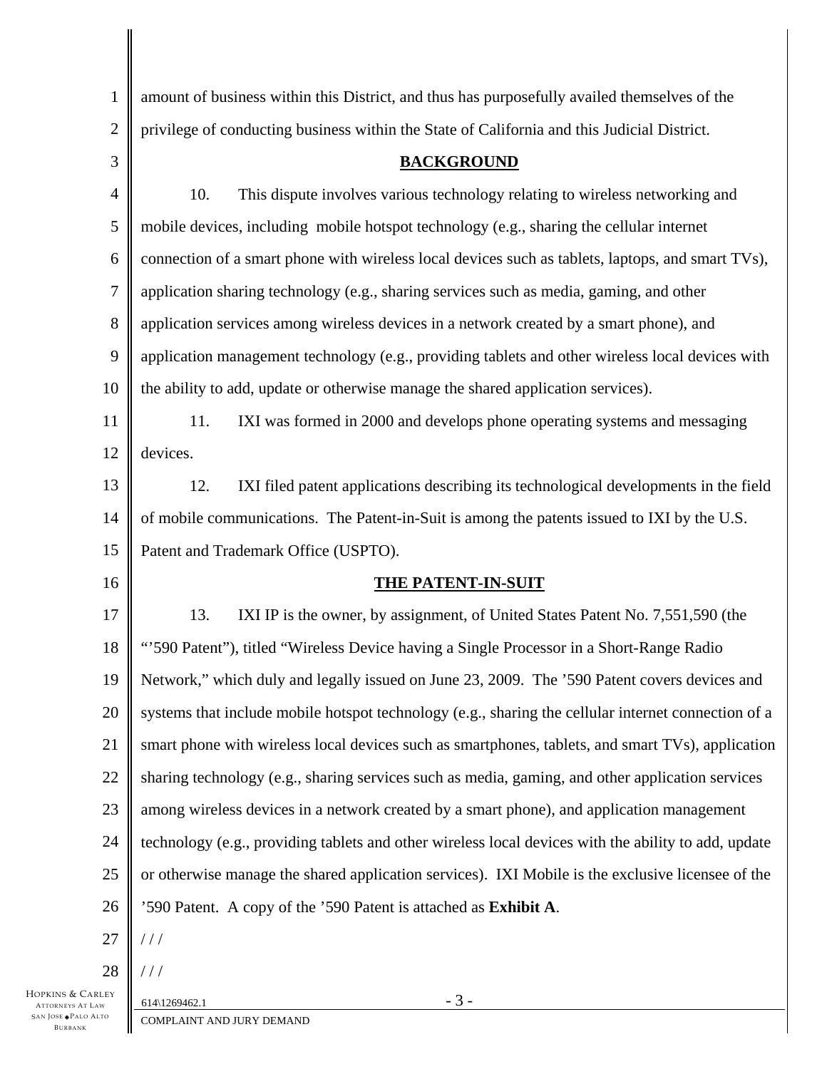amount of business within this District, and thus has purposefully availed themselves of the privilege of conducting business within the State of California and this Judicial District.

## BACKGROUND

10. This dispute involves various technology relating to wireless networking and mobile devices, including mobile hotspot technology (e.g., sharing the cellular internet connection of a smart phone with wireless local devices such as tablets, laptops, and smart TVs), application sharing technology (e.g., sharing services such as media, gaming, and other application services among wireless devices in a network created by a smart phone), and application management technology (e.g., providing tablets and other wireless local devices with the ability to add, update or otherwise manage the shared application services).

11. IXI was formed in 2000 and develops phone operating systems and messaging devices.

12. IXI filed patent applications describing its technological developments in the field of mobile communications. The Patent-in-Suit is among the patents issued to IXI by the U.S. Patent and Trademark Office (USPTO).

## THE PATENT-IN-SUIT

13. IXI IP is the owner, by assignment, of United States Patent No. 7,551,590 (the "'590 Patent"), titled "Wireless Device having a Single Processor in a Short-Range Radio Network," which duly and legally issued on June 23, 2009. The '590 Patent covers devices and systems that include mobile hotspot technology (e.g., sharing the cellular internet connection of a smart phone with wireless local devices such as smartphones, tablets, and smart TVs), application sharing technology (e.g., sharing services such as media, gaming, and other application services among wireless devices in a network created by a smart phone), and application management technology (e.g., providing tablets and other wireless local devices with the ability to add, update or otherwise manage the shared application services). IXI Mobile is the exclusive licensee of the '590 Patent. A copy of the '590 Patent is attached as **Exhibit A**.

/ / /

/ / /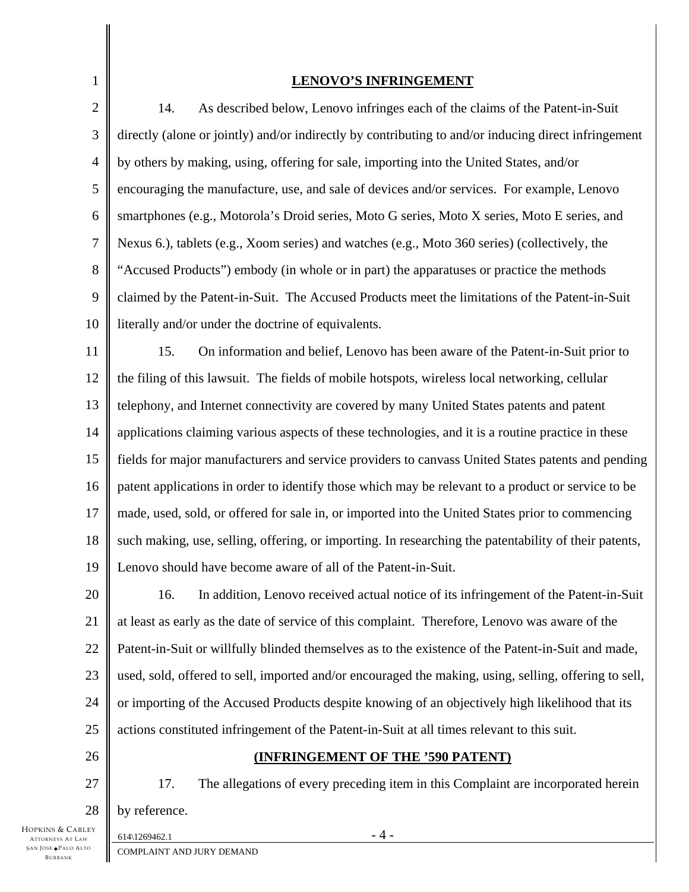**LENOVO'S INFRINGEMENT**

14. As described below, Lenovo infringes each of the claims of the Patent-in-Suit directly (alone or jointly) and/or indirectly by contributing to and/or inducing direct infringement by others by making, using, offering for sale, importing into the United States, and/or encouraging the manufacture, use, and sale of devices and/or services. For example, Lenovo smartphones (e.g., Motorola's Droid series, Moto G series, Moto X series, Moto E series, and Nexus 6.), tablets (e.g., Xoom series) and watches (e.g., Moto 360 series) (collectively, the "Accused Products") embody (in whole or in part) the apparatuses or practice the methods claimed by the Patent-in-Suit. The Accused Products meet the limitations of the Patent-in-Suit literally and/or under the doctrine of equivalents.

15. On information and belief, Lenovo has been aware of the Patent-in-Suit prior to the filing of this lawsuit. The fields of mobile hotspots, wireless local networking, cellular telephony, and Internet connectivity are covered by many United States patents and patent applications claiming various aspects of these technologies, and it is a routine practice in these fields for major manufacturers and service providers to canvass United States patents and pending patent applications in order to identify those which may be relevant to a product or service to be made, used, sold, or offered for sale in, or imported into the United States prior to commencing such making, use, selling, offering, or importing. In researching the patentability of their patents, Lenovo should have become aware of all of the Patent-in-Suit.

16. In addition, Lenovo received actual notice of its infringement of the Patent-in-Suit at least as early as the date of service of this complaint. Therefore, Lenovo was aware of the Patent-in-Suit or willfully blinded themselves as to the existence of the Patent-in-Suit and made, used, sold, offered to sell, imported and/or encouraged the making, using, selling, offering to sell, or importing of the Accused Products despite knowing of an objectively high likelihood that its actions constituted infringement of the Patent-in-Suit at all times relevant to this suit.

**(INFRINGEMENT OF THE '590 PATENT)**

17. The allegations of every preceding item in this Complaint are incorporated herein by reference.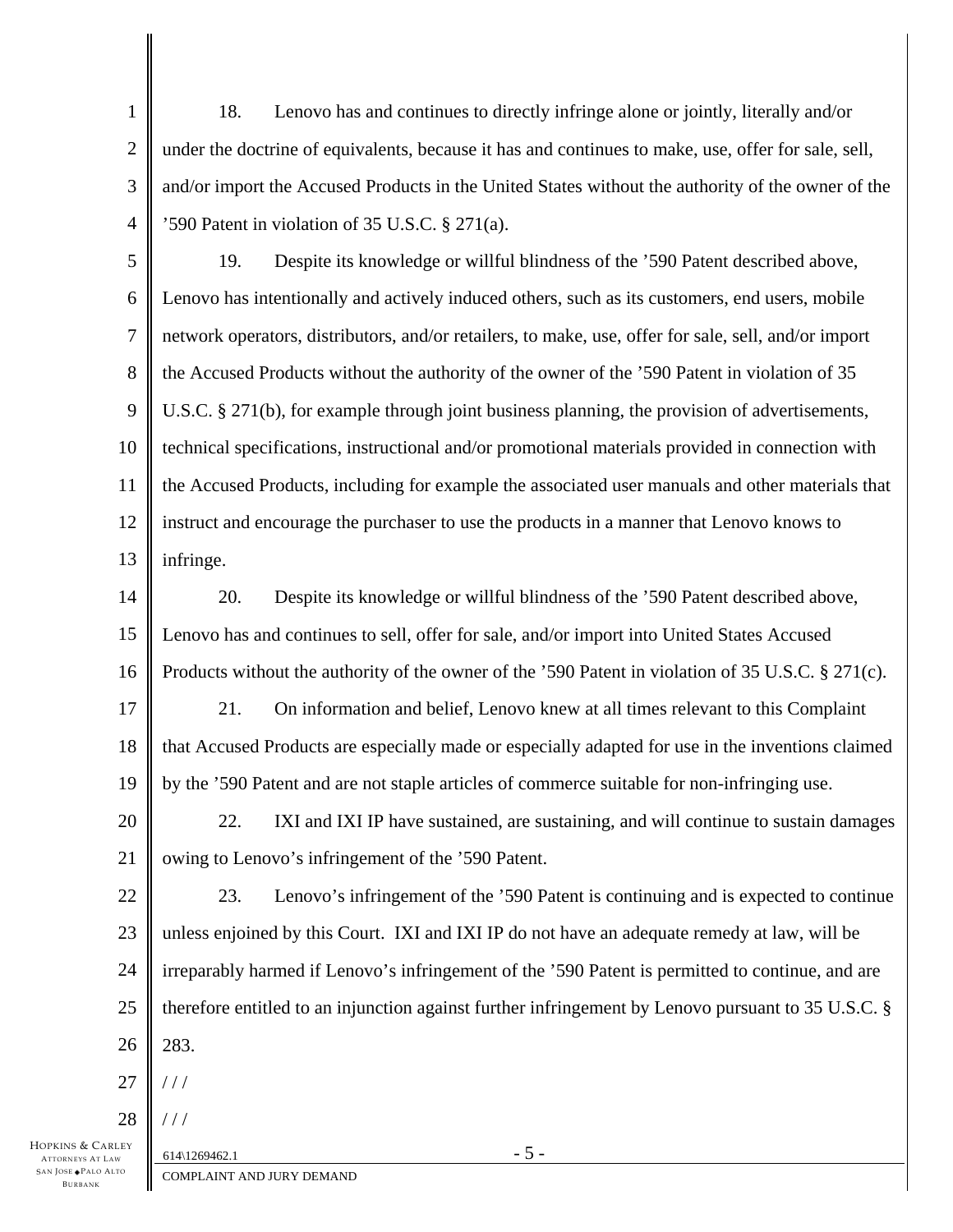18. Lenovo has and continues to directly infringe alone or jointly, literally and/or under the doctrine of equivalents, because it has and continues to make, use, offer for sale, sell, and/or import the Accused Products in the United States without the authority of the owner of the ’590 Patent in violation of 35 U.S.C. § 271(a).

19. Despite its knowledge or willful blindness of the ’590 Patent described above, Lenovo has intentionally and actively induced others, such as its customers, end users, mobile network operators, distributors, and/or retailers, to make, use, offer for sale, sell, and/or import the Accused Products without the authority of the owner of the ’590 Patent in violation of 35 U.S.C. § 271(b), for example through joint business planning, the provision of advertisements, technical specifications, instructional and/or promotional materials provided in connection with the Accused Products, including for example the associated user manuals and other materials that instruct and encourage the purchaser to use the products in a manner that Lenovo knows to infringe.

20. Despite its knowledge or willful blindness of the ’590 Patent described above, Lenovo has and continues to sell, offer for sale, and/or import into United States Accused Products without the authority of the owner of the ’590 Patent in violation of 35 U.S.C. § 271(c).

21. On information and belief, Lenovo knew at all times relevant to this Complaint that Accused Products are especially made or especially adapted for use in the inventions claimed by the ’590 Patent and are not staple articles of commerce suitable for non-infringing use.

22. IXI and IXI IP have sustained, are sustaining, and will continue to sustain damages owing to Lenovo’s infringement of the ’590 Patent.

23. Lenovo’s infringement of the ’590 Patent is continuing and is expected to continue unless enjoined by this Court. IXI and IXI IP do not have an adequate remedy at law, will be irreparably harmed if Lenovo’s infringement of the ’590 Patent is permitted to continue, and are therefore entitled to an injunction against further infringement by Lenovo pursuant to 35 U.S.C. § 283.

/ / /

/ / /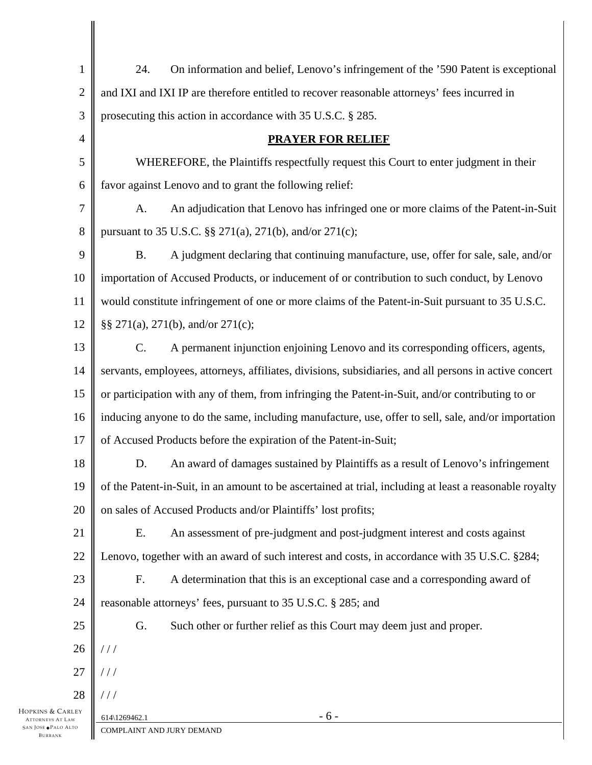24. On information and belief, Lenovo's infringement of the '590 Patent is exceptional and IXI and IXI IP are therefore entitled to recover reasonable attorneys' fees incurred in prosecuting this action in accordance with 35 U.S.C. § 285.

## PRAYER FOR RELIEF

WHEREFORE, the Plaintiffs respectfully request this Court to enter judgment in their favor against Lenovo and to grant the following relief:

A. An adjudication that Lenovo has infringed one or more claims of the Patent-in-Suit pursuant to 35 U.S.C. §§ 271(a), 271(b), and/or 271(c);

B. A judgment declaring that continuing manufacture, use, offer for sale, sale, and/or importation of Accused Products, or inducement of or contribution to such conduct, by Lenovo would constitute infringement of one or more claims of the Patent-in-Suit pursuant to 35 U.S.C. §§ 271(a), 271(b), and/or 271(c);

C. A permanent injunction enjoining Lenovo and its corresponding officers, agents, servants, employees, attorneys, affiliates, divisions, subsidiaries, and all persons in active concert or participation with any of them, from infringing the Patent-in-Suit, and/or contributing to or inducing anyone to do the same, including manufacture, use, offer to sell, sale, and/or importation of Accused Products before the expiration of the Patent-in-Suit;

D. An award of damages sustained by Plaintiffs as a result of Lenovo's infringement of the Patent-in-Suit, in an amount to be ascertained at trial, including at least a reasonable royalty on sales of Accused Products and/or Plaintiffs' lost profits;

E. An assessment of pre-judgment and post-judgment interest and costs against Lenovo, together with an award of such interest and costs, in accordance with 35 U.S.C. §284;

F. A determination that this is an exceptional case and a corresponding award of reasonable attorneys' fees, pursuant to 35 U.S.C. § 285; and

G. Such other or further relief as this Court may deem just and proper.

/ / /

/ / /

/ / /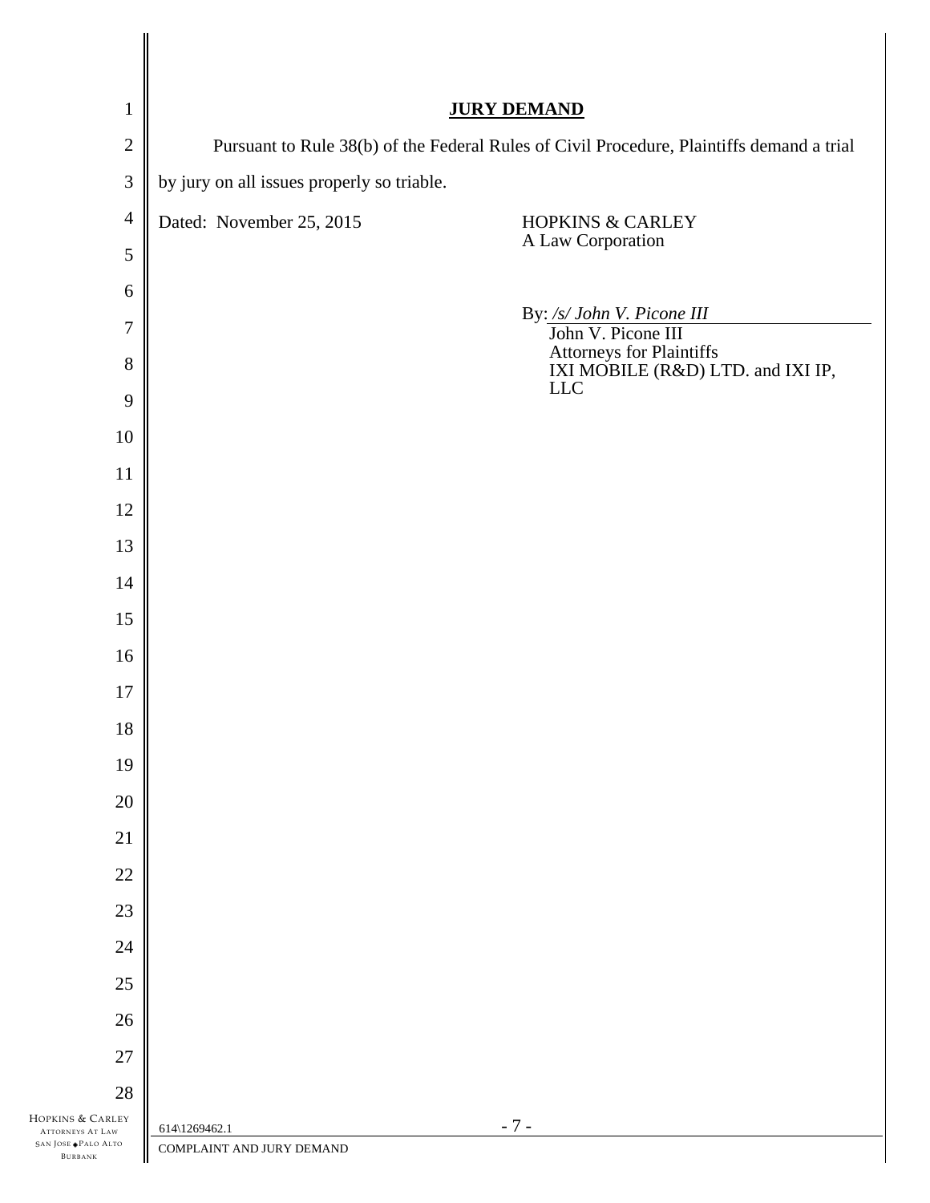**JURY DEMAND**

Pursuant to Rule 38(b) of the Federal Rules of Civil Procedure, Plaintiffs demand a trial by jury on all issues properly so triable.

Dated: November 25, 2015

HOPKINS & CARLEY
A Law Corporation

By: */s/ John V. Picone III*
John V. Picone III
Attorneys for Plaintiffs
IXI MOBILE (R&D) LTD. and IXI IP, LLC